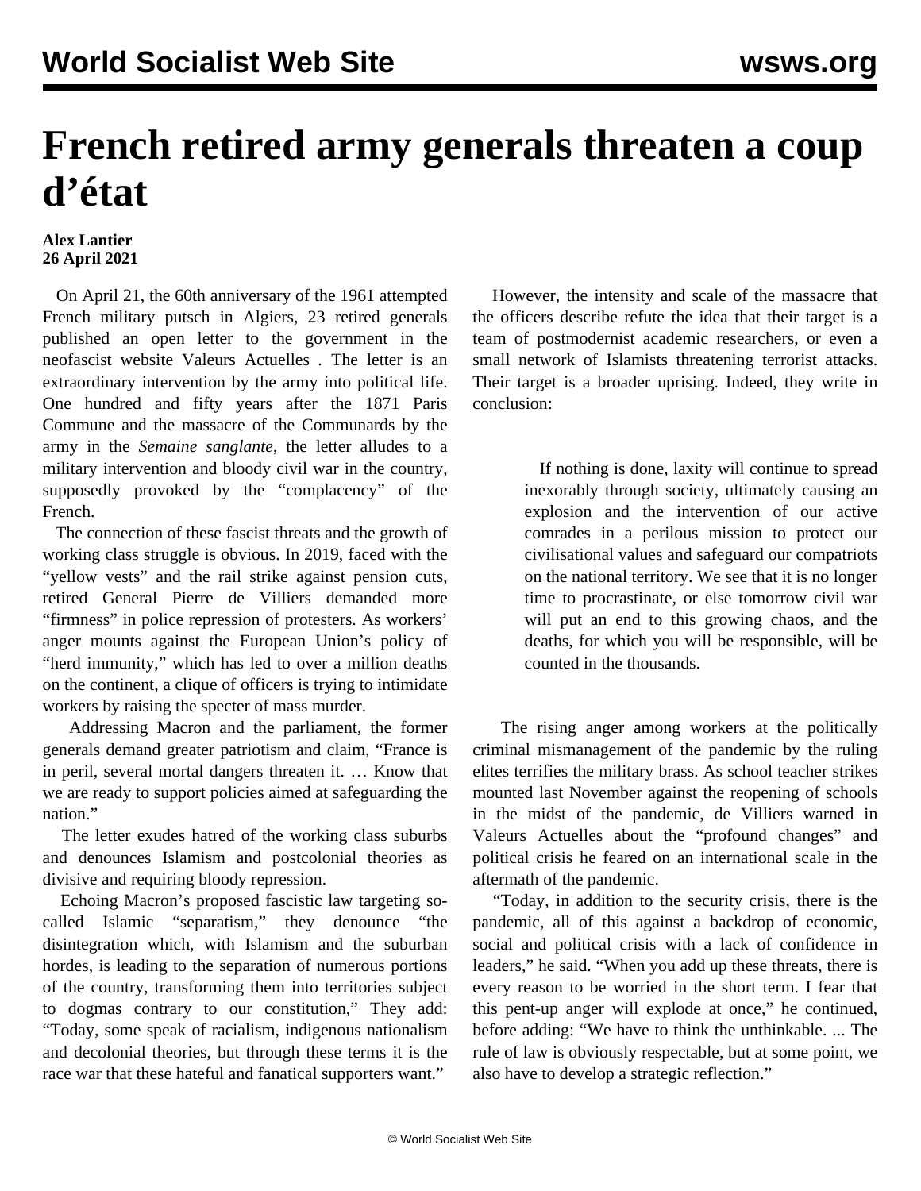# French retired army generals threaten a coup d'état

**Alex Lantier**
**26 April 2021**

On April 21, the 60th anniversary of the 1961 attempted French military putsch in Algiers, 23 retired generals published an open letter to the government in the neofascist website Valeurs Actuelles . The letter is an extraordinary intervention by the army into political life. One hundred and fifty years after the 1871 Paris Commune and the massacre of the Communards by the army in the *Semaine sanglante*, the letter alludes to a military intervention and bloody civil war in the country, supposedly provoked by the "complacency" of the French.

The connection of these fascist threats and the growth of working class struggle is obvious. In 2019, faced with the "yellow vests" and the rail strike against pension cuts, retired General Pierre de Villiers demanded more "firmness" in police repression of protesters. As workers' anger mounts against the European Union's policy of "herd immunity," which has led to over a million deaths on the continent, a clique of officers is trying to intimidate workers by raising the specter of mass murder.

Addressing Macron and the parliament, the former generals demand greater patriotism and claim, "France is in peril, several mortal dangers threaten it. … Know that we are ready to support policies aimed at safeguarding the nation."

The letter exudes hatred of the working class suburbs and denounces Islamism and postcolonial theories as divisive and requiring bloody repression.

Echoing Macron's proposed fascistic law targeting so-called Islamic "separatism," they denounce "the disintegration which, with Islamism and the suburban hordes, is leading to the separation of numerous portions of the country, transforming them into territories subject to dogmas contrary to our constitution," They add: "Today, some speak of racialism, indigenous nationalism and decolonial theories, but through these terms it is the race war that these hateful and fanatical supporters want."

However, the intensity and scale of the massacre that the officers describe refute the idea that their target is a team of postmodernist academic researchers, or even a small network of Islamists threatening terrorist attacks. Their target is a broader uprising. Indeed, they write in conclusion:

> If nothing is done, laxity will continue to spread inexorably through society, ultimately causing an explosion and the intervention of our active comrades in a perilous mission to protect our civilisational values and safeguard our compatriots on the national territory. We see that it is no longer time to procrastinate, or else tomorrow civil war will put an end to this growing chaos, and the deaths, for which you will be responsible, will be counted in the thousands.

The rising anger among workers at the politically criminal mismanagement of the pandemic by the ruling elites terrifies the military brass. As school teacher strikes mounted last November against the reopening of schools in the midst of the pandemic, de Villiers warned in Valeurs Actuelles about the "profound changes" and political crisis he feared on an international scale in the aftermath of the pandemic.

"Today, in addition to the security crisis, there is the pandemic, all of this against a backdrop of economic, social and political crisis with a lack of confidence in leaders," he said. "When you add up these threats, there is every reason to be worried in the short term. I fear that this pent-up anger will explode at once," he continued, before adding: "We have to think the unthinkable. ... The rule of law is obviously respectable, but at some point, we also have to develop a strategic reflection."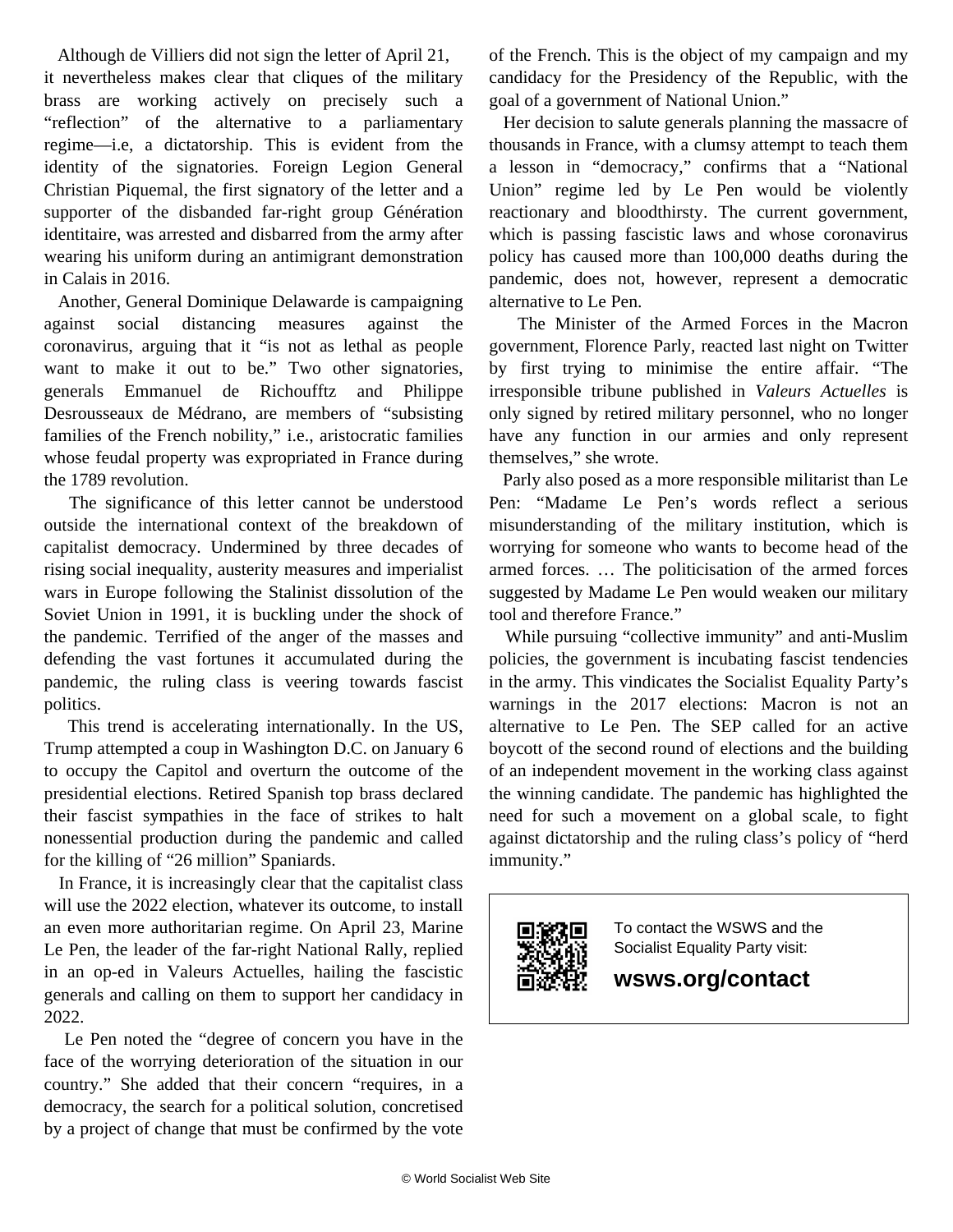Although de Villiers did not sign the letter of April 21, it nevertheless makes clear that cliques of the military brass are working actively on precisely such a "reflection" of the alternative to a parliamentary regime—i.e, a dictatorship. This is evident from the identity of the signatories. Foreign Legion General Christian Piquemal, the first signatory of the letter and a supporter of the disbanded far-right group Génération identitaire, was arrested and disbarred from the army after wearing his uniform during an antimigrant demonstration in Calais in 2016.

Another, General Dominique Delawarde is campaigning against social distancing measures against the coronavirus, arguing that it "is not as lethal as people want to make it out to be." Two other signatories, generals Emmanuel de Richoufftz and Philippe Desrousseaux de Médrano, are members of "subsisting families of the French nobility," i.e., aristocratic families whose feudal property was expropriated in France during the 1789 revolution.

The significance of this letter cannot be understood outside the international context of the breakdown of capitalist democracy. Undermined by three decades of rising social inequality, austerity measures and imperialist wars in Europe following the Stalinist dissolution of the Soviet Union in 1991, it is buckling under the shock of the pandemic. Terrified of the anger of the masses and defending the vast fortunes it accumulated during the pandemic, the ruling class is veering towards fascist politics.

This trend is accelerating internationally. In the US, Trump attempted a coup in Washington D.C. on January 6 to occupy the Capitol and overturn the outcome of the presidential elections. Retired Spanish top brass declared their fascist sympathies in the face of strikes to halt nonessential production during the pandemic and called for the killing of "26 million" Spaniards.

In France, it is increasingly clear that the capitalist class will use the 2022 election, whatever its outcome, to install an even more authoritarian regime. On April 23, Marine Le Pen, the leader of the far-right National Rally, replied in an op-ed in Valeurs Actuelles, hailing the fascistic generals and calling on them to support her candidacy in 2022.

Le Pen noted the "degree of concern you have in the face of the worrying deterioration of the situation in our country." She added that their concern "requires, in a democracy, the search for a political solution, concretised by a project of change that must be confirmed by the vote of the French. This is the object of my campaign and my candidacy for the Presidency of the Republic, with the goal of a government of National Union."

Her decision to salute generals planning the massacre of thousands in France, with a clumsy attempt to teach them a lesson in "democracy," confirms that a "National Union" regime led by Le Pen would be violently reactionary and bloodthirsty. The current government, which is passing fascistic laws and whose coronavirus policy has caused more than 100,000 deaths during the pandemic, does not, however, represent a democratic alternative to Le Pen.

The Minister of the Armed Forces in the Macron government, Florence Parly, reacted last night on Twitter by first trying to minimise the entire affair. "The irresponsible tribune published in *Valeurs Actuelles* is only signed by retired military personnel, who no longer have any function in our armies and only represent themselves," she wrote.

Parly also posed as a more responsible militarist than Le Pen: "Madame Le Pen's words reflect a serious misunderstanding of the military institution, which is worrying for someone who wants to become head of the armed forces. … The politicisation of the armed forces suggested by Madame Le Pen would weaken our military tool and therefore France."

While pursuing "collective immunity" and anti-Muslim policies, the government is incubating fascist tendencies in the army. This vindicates the Socialist Equality Party's warnings in the 2017 elections: Macron is not an alternative to Le Pen. The SEP called for an active boycott of the second round of elections and the building of an independent movement in the working class against the winning candidate. The pandemic has highlighted the need for such a movement on a global scale, to fight against dictatorship and the ruling class's policy of "herd immunity."

To contact the WSWS and the Socialist Equality Party visit:

**wsws.org/contact**